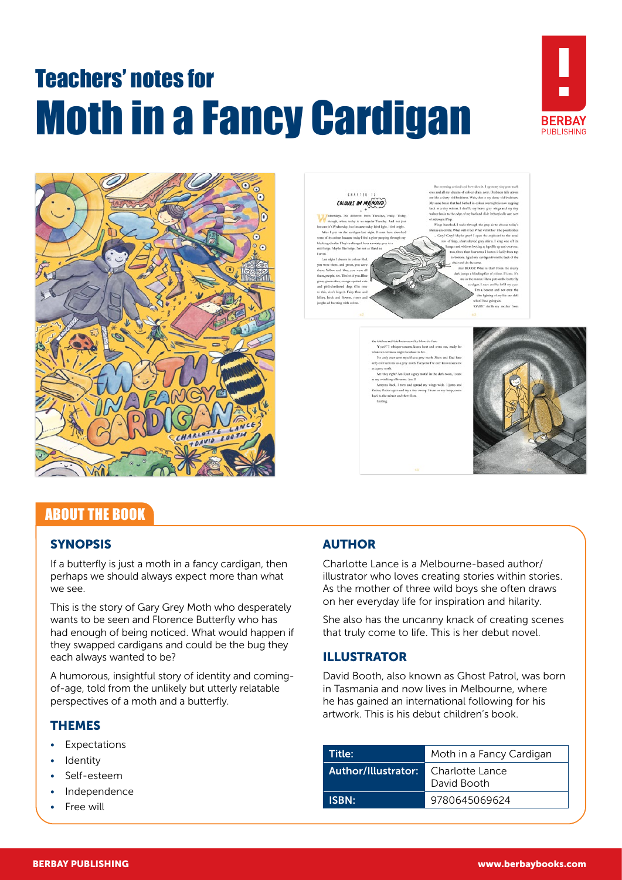# Teachers' notes for
# Moth in a Fancy Cardigan

## ABOUT THE BOOK

### SYNOPSIS

If a butterfly is just a moth in a fancy cardigan, then perhaps we should always expect more than what we see.

This is the story of Gary Grey Moth who desperately wants to be seen and Florence Butterfly who has had enough of being noticed. What would happen if they swapped cardigans and could be the bug they each always wanted to be?

A humorous, insightful story of identity and coming-of-age, told from the unlikely but utterly relatable perspectives of a moth and a butterfly.

### THEMES

- Expectations
- Identity
- Self-esteem
- Independence
- Free will

### AUTHOR

Charlotte Lance is a Melbourne-based author/illustrator who loves creating stories within stories. As the mother of three wild boys she often draws on her everyday life for inspiration and hilarity.

She also has the uncanny knack of creating scenes that truly come to life. This is her debut novel.

### ILLUSTRATOR

David Booth, also known as Ghost Patrol, was born in Tasmania and now lives in Melbourne, where he has gained an international following for his artwork. This is his debut children's book.

| Title: | Moth in a Fancy Cardigan |
|---|---|
| Author/Illustrator: | Charlotte Lance<br>David Booth |
| ISBN: | 9780645069624 |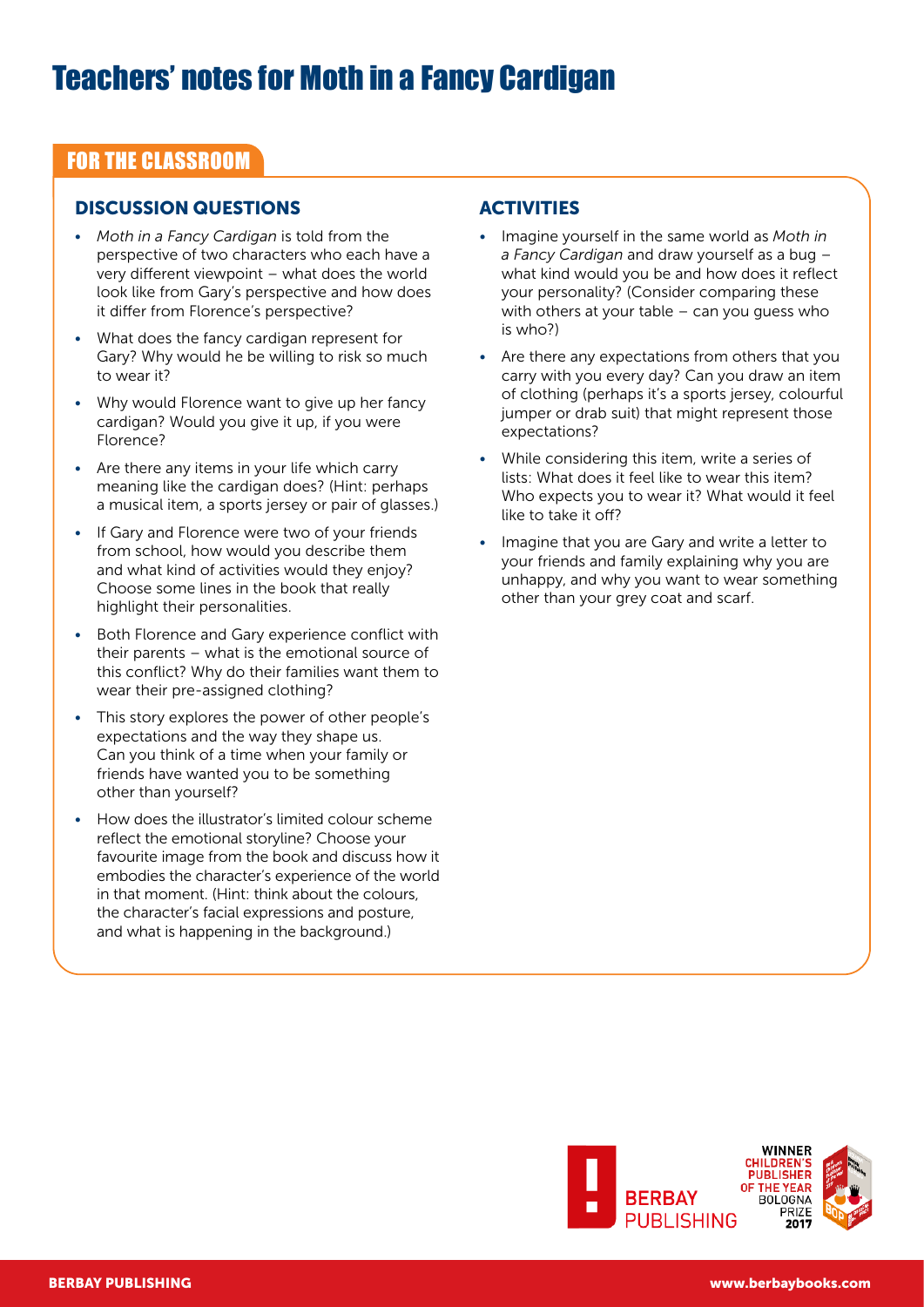# Teachers' notes for Moth in a Fancy Cardigan

## FOR THE CLASSROOM

### DISCUSSION QUESTIONS

- *Moth in a Fancy Cardigan* is told from the perspective of two characters who each have a very different viewpoint – what does the world look like from Gary's perspective and how does it differ from Florence's perspective?
- What does the fancy cardigan represent for Gary? Why would he be willing to risk so much to wear it?
- Why would Florence want to give up her fancy cardigan? Would you give it up, if you were Florence?
- Are there any items in your life which carry meaning like the cardigan does? (Hint: perhaps a musical item, a sports jersey or pair of glasses.)
- If Gary and Florence were two of your friends from school, how would you describe them and what kind of activities would they enjoy? Choose some lines in the book that really highlight their personalities.
- Both Florence and Gary experience conflict with their parents – what is the emotional source of this conflict? Why do their families want them to wear their pre-assigned clothing?
- This story explores the power of other people's expectations and the way they shape us. Can you think of a time when your family or friends have wanted you to be something other than yourself?
- How does the illustrator's limited colour scheme reflect the emotional storyline? Choose your favourite image from the book and discuss how it embodies the character's experience of the world in that moment. (Hint: think about the colours, the character's facial expressions and posture, and what is happening in the background.)

### ACTIVITIES

- Imagine yourself in the same world as *Moth in a Fancy Cardigan* and draw yourself as a bug – what kind would you be and how does it reflect your personality? (Consider comparing these with others at your table – can you guess who is who?)
- Are there any expectations from others that you carry with you every day? Can you draw an item of clothing (perhaps it's a sports jersey, colourful jumper or drab suit) that might represent those expectations?
- While considering this item, write a series of lists: What does it feel like to wear this item? Who expects you to wear it? What would it feel like to take it off?
- Imagine that you are Gary and write a letter to your friends and family explaining why you are unhappy, and why you want to wear something other than your grey coat and scarf.

BERBAY PUBLISHING

WINNER CHILDREN'S PUBLISHER OF THE YEAR BOLOGNA PRIZE 2017

BERBAY PUBLISHING www.berbaybooks.com